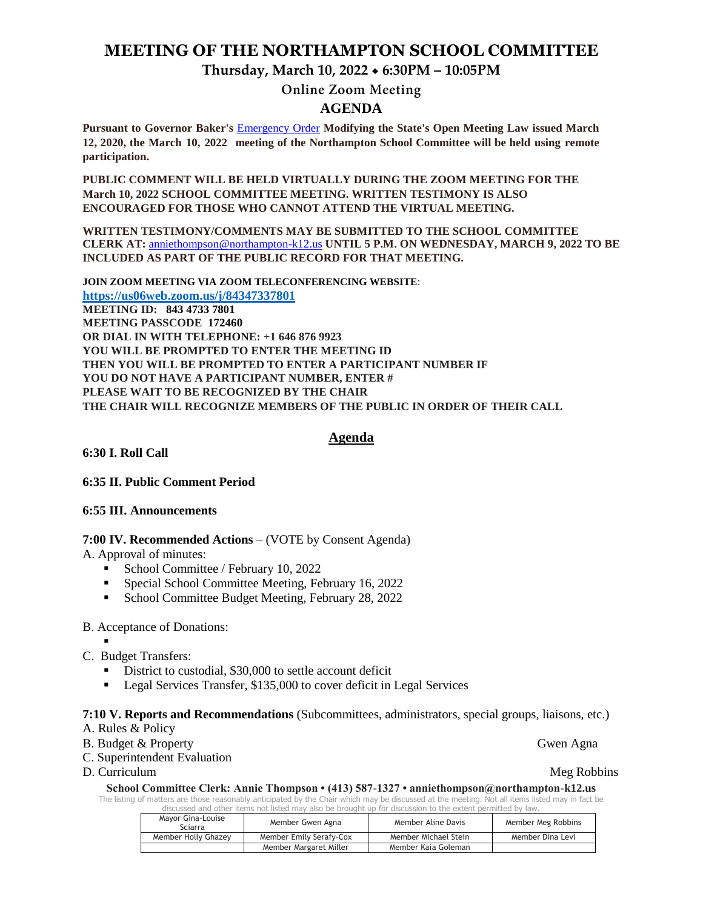# MEETING OF THE NORTHAMPTON SCHOOL COMMITTEE

## Thursday, March 10, 2022 ⬥ 6:30PM – 10:05PM

### Online Zoom Meeting

### AGENDA

**Pursuant to Governor Baker's** [Emergency Order](#) **Modifying the State's Open Meeting Law issued March 12, 2020, the March 10, 2022 meeting of the Northampton School Committee will be held using remote participation.**

**PUBLIC COMMENT WILL BE HELD VIRTUALLY DURING THE ZOOM MEETING FOR THE March 10, 2022 SCHOOL COMMITTEE MEETING. WRITTEN TESTIMONY IS ALSO ENCOURAGED FOR THOSE WHO CANNOT ATTEND THE VIRTUAL MEETING.**

**WRITTEN TESTIMONY/COMMENTS MAY BE SUBMITTED TO THE SCHOOL COMMITTEE CLERK AT:** anniethompson@northampton-k12.us **UNTIL 5 P.M. ON WEDNESDAY, MARCH 9, 2022 TO BE INCLUDED AS PART OF THE PUBLIC RECORD FOR THAT MEETING.**

**JOIN ZOOM MEETING VIA ZOOM TELECONFERENCING WEBSITE**:
**https://us06web.zoom.us/j/84347337801**
**MEETING ID: 843 4733 7801**
**MEETING PASSCODE 172460**
**OR DIAL IN WITH TELEPHONE: +1 646 876 9923**
**YOU WILL BE PROMPTED TO ENTER THE MEETING ID**
**THEN YOU WILL BE PROMPTED TO ENTER A PARTICIPANT NUMBER IF YOU DO NOT HAVE A PARTICIPANT NUMBER, ENTER #**
**PLEASE WAIT TO BE RECOGNIZED BY THE CHAIR**
**THE CHAIR WILL RECOGNIZE MEMBERS OF THE PUBLIC IN ORDER OF THEIR CALL**

## Agenda

**6:30 I. Roll Call**

**6:35 II. Public Comment Period**

**6:55 III. Announcements**

**7:00 IV. Recommended Actions** – (VOTE by Consent Agenda)

A. Approval of minutes:
- School Committee / February 10, 2022
- Special School Committee Meeting, February 16, 2022
- School Committee Budget Meeting, February 28, 2022

B. Acceptance of Donations:
-

C. Budget Transfers:
- District to custodial, $30,000 to settle account deficit
- Legal Services Transfer, $135,000 to cover deficit in Legal Services

**7:10 V. Reports and Recommendations** (Subcommittees, administrators, special groups, liaisons, etc.)

A. Rules & Policy
B. Budget & Property — Gwen Agna
C. Superintendent Evaluation
D. Curriculum — Meg Robbins

**School Committee Clerk: Annie Thompson • (413) 587-1327 • anniethompson@northampton-k12.us**

The listing of matters are those reasonably anticipated by the Chair which may be discussed at the meeting. Not all items listed may in fact be discussed and other items not listed may also be brought up for discussion to the extent permitted by law.

| Mayor Gina-Louise Sciarra | Member Gwen Agna | Member Aline Davis | Member Meg Robbins |
|---|---|---|---|
| Member Holly Ghazey | Member Emily Serafy-Cox | Member Michael Stein | Member Dina Levi |
| | Member Margaret Miller | Member Kaia Goleman | |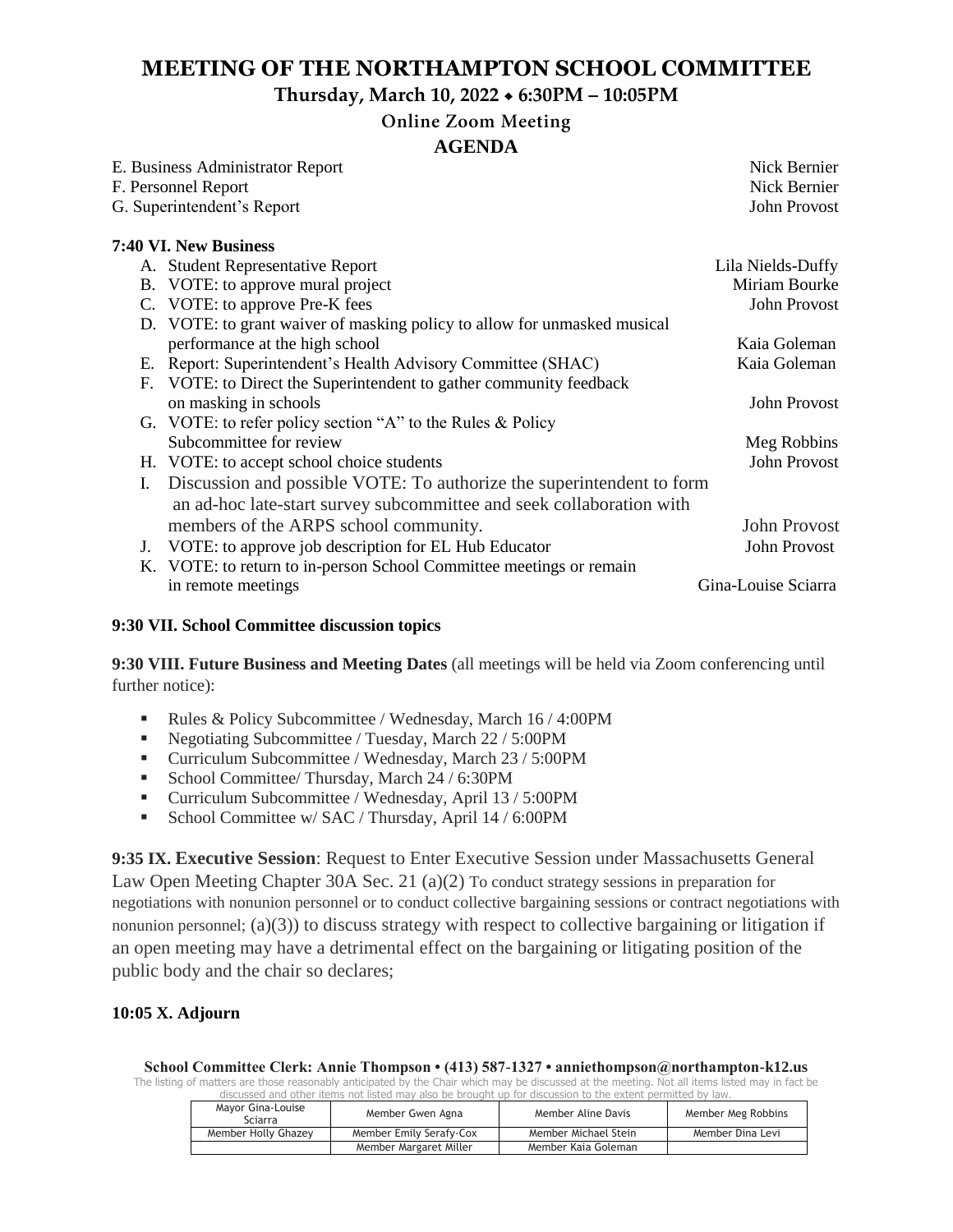# MEETING OF THE NORTHAMPTON SCHOOL COMMITTEE

## Thursday, March 10, 2022 ⬥ 6:30PM – 10:05PM

### Online Zoom Meeting

### AGENDA

E. Business Administrator Report — Nick Bernier
F. Personnel Report — Nick Bernier
G. Superintendent's Report — John Provost

**7:40 VI. New Business**

A. Student Representative Report — Lila Nields-Duffy
B. VOTE: to approve mural project — Miriam Bourke
C. VOTE: to approve Pre-K fees — John Provost
D. VOTE: to grant waiver of masking policy to allow for unmasked musical performance at the high school — Kaia Goleman
E. Report: Superintendent's Health Advisory Committee (SHAC) — Kaia Goleman
F. VOTE: to Direct the Superintendent to gather community feedback on masking in schools — John Provost
G. VOTE: to refer policy section "A" to the Rules & Policy Subcommittee for review — Meg Robbins
H. VOTE: to accept school choice students — John Provost
I. Discussion and possible VOTE: To authorize the superintendent to form an ad-hoc late-start survey subcommittee and seek collaboration with members of the ARPS school community. — John Provost
J. VOTE: to approve job description for EL Hub Educator — John Provost
K. VOTE: to return to in-person School Committee meetings or remain in remote meetings — Gina-Louise Sciarra

**9:30 VII. School Committee discussion topics**

**9:30 VIII. Future Business and Meeting Dates** (all meetings will be held via Zoom conferencing until further notice):

- Rules & Policy Subcommittee / Wednesday, March 16 / 4:00PM
- Negotiating Subcommittee / Tuesday, March 22 / 5:00PM
- Curriculum Subcommittee / Wednesday, March 23 / 5:00PM
- School Committee/ Thursday, March 24 / 6:30PM
- Curriculum Subcommittee / Wednesday, April 13 / 5:00PM
- School Committee w/ SAC / Thursday, April 14 / 6:00PM

**9:35 IX. Executive Session**: Request to Enter Executive Session under Massachusetts General Law Open Meeting Chapter 30A Sec. 21 (a)(2) To conduct strategy sessions in preparation for negotiations with nonunion personnel or to conduct collective bargaining sessions or contract negotiations with nonunion personnel; (a)(3)) to discuss strategy with respect to collective bargaining or litigation if an open meeting may have a detrimental effect on the bargaining or litigating position of the public body and the chair so declares;

**10:05 X. Adjourn**

**School Committee Clerk: Annie Thompson • (413) 587-1327 • anniethompson@northampton-k12.us**

The listing of matters are those reasonably anticipated by the Chair which may be discussed at the meeting. Not all items listed may in fact be discussed and other items not listed may also be brought up for discussion to the extent permitted by law.

| | | | |
|---|---|---|---|
| Mayor Gina-Louise Sciarra | Member Gwen Agna | Member Aline Davis | Member Meg Robbins |
| Member Holly Ghazey | Member Emily Serafy-Cox | Member Michael Stein | Member Dina Levi |
| | Member Margaret Miller | Member Kaia Goleman | |